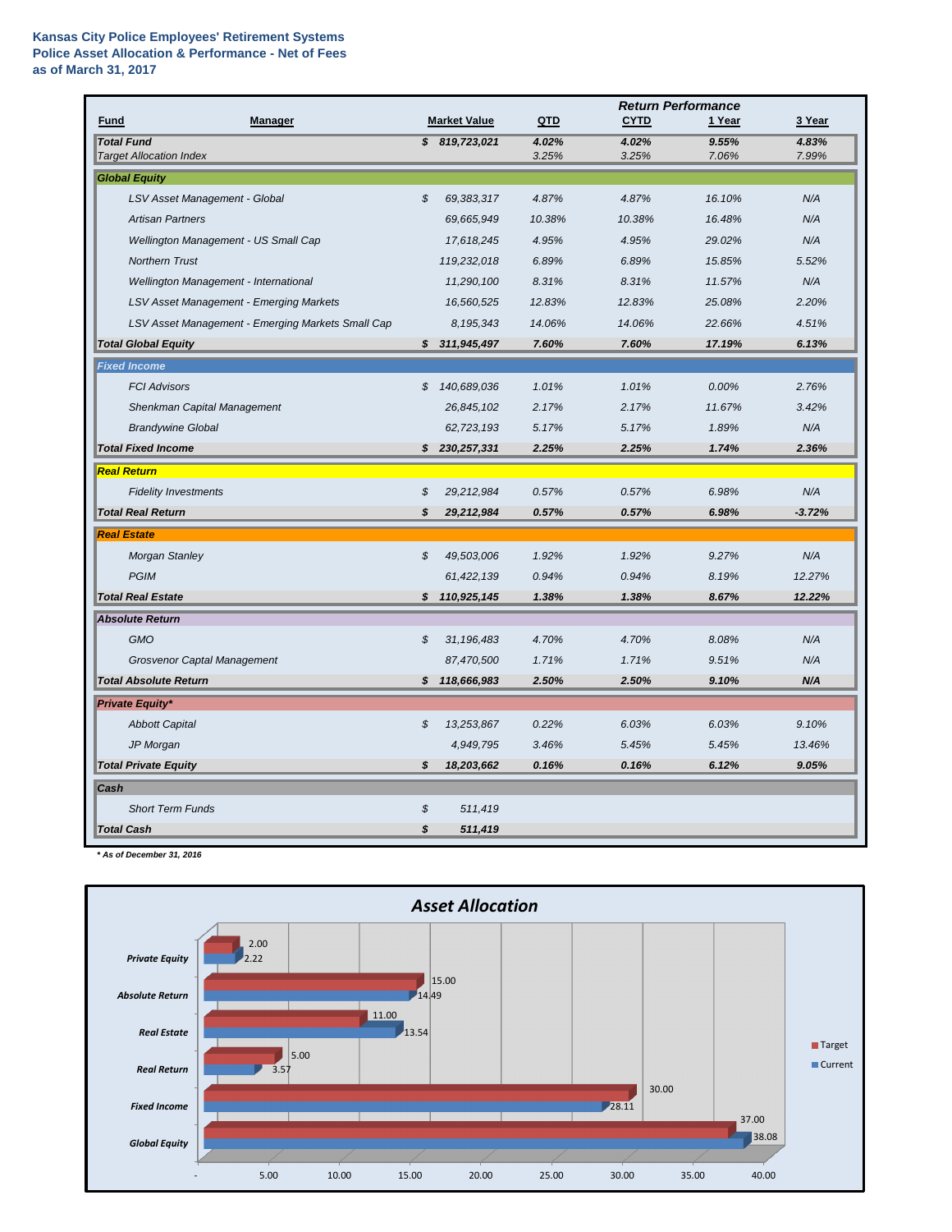**Kansas City Police Employees' Retirement Systems**
**Police Asset Allocation & Performance - Net of Fees**
**as of March 31, 2017**

| Fund | Manager | Market Value | QTD | CYTD | 1 Year | 3 Year |
|---|---|---|---|---|---|---|
| | | | *Return Performance* | | | |
| ***Total Fund*** | | **$ 819,723,021** | ***4.02%*** | ***4.02%*** | ***9.55%*** | ***4.83%*** |
| *Target Allocation Index* | | | *3.25%* | *3.25%* | *7.06%* | *7.99%* |
| ***Global Equity*** | | | | | | |
| | *LSV Asset Management - Global* | $ 69,383,317 | 4.87% | 4.87% | 16.10% | N/A |
| | *Artisan Partners* | 69,665,949 | 10.38% | 10.38% | 16.48% | N/A |
| | *Wellington Management - US Small Cap* | 17,618,245 | 4.95% | 4.95% | 29.02% | N/A |
| | *Northern Trust* | 119,232,018 | 6.89% | 6.89% | 15.85% | 5.52% |
| | *Wellington Management - International* | 11,290,100 | 8.31% | 8.31% | 11.57% | N/A |
| | *LSV Asset Management - Emerging Markets* | 16,560,525 | 12.83% | 12.83% | 25.08% | 2.20% |
| | *LSV Asset Management - Emerging Markets Small Cap* | 8,195,343 | 14.06% | 14.06% | 22.66% | 4.51% |
| ***Total Global Equity*** | | **$ 311,945,497** | ***7.60%*** | ***7.60%*** | ***17.19%*** | ***6.13%*** |
| ***Fixed Income*** | | | | | | |
| | *FCI Advisors* | $ 140,689,036 | 1.01% | 1.01% | 0.00% | 2.76% |
| | *Shenkman Capital Management* | 26,845,102 | 2.17% | 2.17% | 11.67% | 3.42% |
| | *Brandywine Global* | 62,723,193 | 5.17% | 5.17% | 1.89% | N/A |
| ***Total Fixed Income*** | | **$ 230,257,331** | ***2.25%*** | ***2.25%*** | ***1.74%*** | ***2.36%*** |
| ***Real Return*** | | | | | | |
| | *Fidelity Investments* | $ 29,212,984 | 0.57% | 0.57% | 6.98% | N/A |
| ***Total Real Return*** | | **$ 29,212,984** | ***0.57%*** | ***0.57%*** | ***6.98%*** | ***-3.72%*** |
| ***Real Estate*** | | | | | | |
| | *Morgan Stanley* | $ 49,503,006 | 1.92% | 1.92% | 9.27% | N/A |
| | *PGIM* | 61,422,139 | 0.94% | 0.94% | 8.19% | 12.27% |
| ***Total Real Estate*** | | **$ 110,925,145** | ***1.38%*** | ***1.38%*** | ***8.67%*** | ***12.22%*** |
| ***Absolute Return*** | | | | | | |
| | *GMO* | $ 31,196,483 | 4.70% | 4.70% | 8.08% | N/A |
| | *Grosvenor Captal Management* | 87,470,500 | 1.71% | 1.71% | 9.51% | N/A |
| ***Total Absolute Return*** | | **$ 118,666,983** | ***2.50%*** | ***2.50%*** | ***9.10%*** | ***N/A*** |
| ***Private Equity**** | | | | | | |
| | *Abbott Capital* | $ 13,253,867 | 0.22% | 6.03% | 6.03% | 9.10% |
| | *JP Morgan* | 4,949,795 | 3.46% | 5.45% | 5.45% | 13.46% |
| ***Total Private Equity*** | | **$ 18,203,662** | ***0.16%*** | ***0.16%*** | ***6.12%*** | ***9.05%*** |
| ***Cash*** | | | | | | |
| | *Short Term Funds* | $ 511,419 | | | | |
| ***Total Cash*** | | **$ 511,419** | | | | |

***\* As of December 31, 2016***

## *Asset Allocation*

| Asset Class | Target | Current |
|---|---|---|
| Private Equity | 2.00 | 2.22 |
| Absolute Return | 15.00 | 14.49 |
| Real Estate | 11.00 | 13.54 |
| Real Return | 5.00 | 3.57 |
| Fixed Income | 30.00 | 28.11 |
| Global Equity | 37.00 | 38.08 |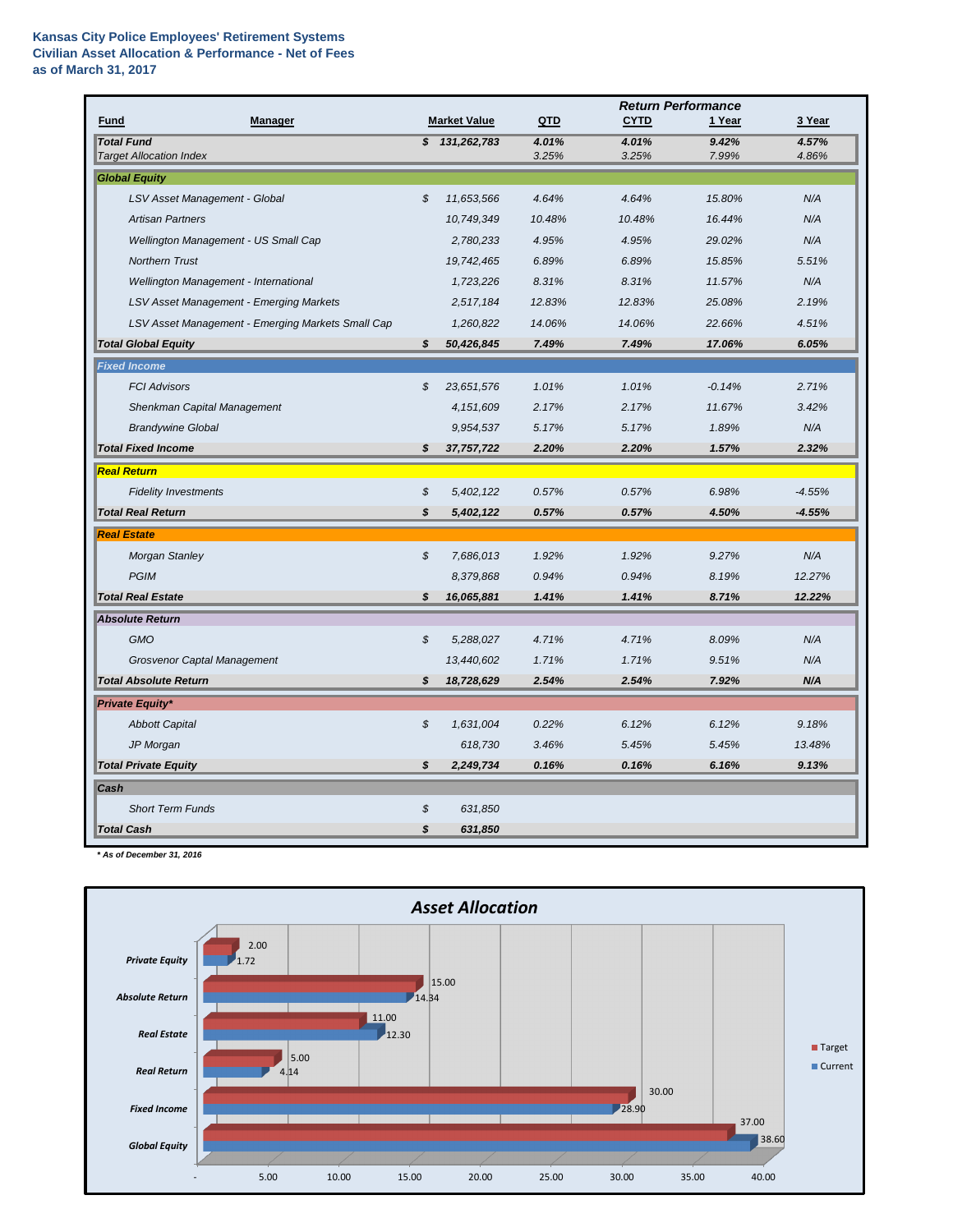**Kansas City Police Employees' Retirement Systems**
**Civilian Asset Allocation & Performance - Net of Fees**
**as of March 31, 2017**

| Fund | Manager | Market Value | QTD | CYTD | 1 Year | 3 Year |
|---|---|---|---|---|---|---|
| | | | *Return Performance* | | | |
| ***Total Fund*** | | ***$ 131,262,783*** | ***4.01%*** | ***4.01%*** | ***9.42%*** | ***4.57%*** |
| *Target Allocation Index* | | | *3.25%* | *3.25%* | *7.99%* | *4.86%* |
| ***Global Equity*** | | | | | | |
| | *LSV Asset Management - Global* | *$ 11,653,566* | *4.64%* | *4.64%* | *15.80%* | *N/A* |
| | *Artisan Partners* | *10,749,349* | *10.48%* | *10.48%* | *16.44%* | *N/A* |
| | *Wellington Management - US Small Cap* | *2,780,233* | *4.95%* | *4.95%* | *29.02%* | *N/A* |
| | *Northern Trust* | *19,742,465* | *6.89%* | *6.89%* | *15.85%* | *5.51%* |
| | *Wellington Management - International* | *1,723,226* | *8.31%* | *8.31%* | *11.57%* | *N/A* |
| | *LSV Asset Management - Emerging Markets* | *2,517,184* | *12.83%* | *12.83%* | *25.08%* | *2.19%* |
| | *LSV Asset Management - Emerging Markets Small Cap* | *1,260,822* | *14.06%* | *14.06%* | *22.66%* | *4.51%* |
| ***Total Global Equity*** | | ***$ 50,426,845*** | ***7.49%*** | ***7.49%*** | ***17.06%*** | ***6.05%*** |
| ***Fixed Income*** | | | | | | |
| | *FCI Advisors* | *$ 23,651,576* | *1.01%* | *1.01%* | *-0.14%* | *2.71%* |
| | *Shenkman Capital Management* | *4,151,609* | *2.17%* | *2.17%* | *11.67%* | *3.42%* |
| | *Brandywine Global* | *9,954,537* | *5.17%* | *5.17%* | *1.89%* | *N/A* |
| ***Total Fixed Income*** | | ***$ 37,757,722*** | ***2.20%*** | ***2.20%*** | ***1.57%*** | ***2.32%*** |
| ***Real Return*** | | | | | | |
| | *Fidelity Investments* | *$ 5,402,122* | *0.57%* | *0.57%* | *6.98%* | *-4.55%* |
| ***Total Real Return*** | | ***$ 5,402,122*** | ***0.57%*** | ***0.57%*** | ***4.50%*** | ***-4.55%*** |
| ***Real Estate*** | | | | | | |
| | *Morgan Stanley* | *$ 7,686,013* | *1.92%* | *1.92%* | *9.27%* | *N/A* |
| | *PGIM* | *8,379,868* | *0.94%* | *0.94%* | *8.19%* | *12.27%* |
| ***Total Real Estate*** | | ***$ 16,065,881*** | ***1.41%*** | ***1.41%*** | ***8.71%*** | ***12.22%*** |
| ***Absolute Return*** | | | | | | |
| | *GMO* | *$ 5,288,027* | *4.71%* | *4.71%* | *8.09%* | *N/A* |
| | *Grosvenor Captal Management* | *13,440,602* | *1.71%* | *1.71%* | *9.51%* | *N/A* |
| ***Total Absolute Return*** | | ***$ 18,728,629*** | ***2.54%*** | ***2.54%*** | ***7.92%*** | ***N/A*** |
| ***Private Equity**** | | | | | | |
| | *Abbott Capital* | *$ 1,631,004* | *0.22%* | *6.12%* | *6.12%* | *9.18%* |
| | *JP Morgan* | *618,730* | *3.46%* | *5.45%* | *5.45%* | *13.48%* |
| ***Total Private Equity*** | | ***$ 2,249,734*** | ***0.16%*** | ***0.16%*** | ***6.16%*** | ***9.13%*** |
| ***Cash*** | | | | | | |
| | *Short Term Funds* | *$ 631,850* | | | | |
| ***Total Cash*** | | ***$ 631,850*** | | | | |

***\* As of December 31, 2016***

**Asset Allocation**

Private Equity: 2.00 / 1.72
Absolute Return: 15.00 / 14.34
Real Estate: 11.00 / 12.30
Real Return: 5.00 / 4.14
Fixed Income: 30.00 / 28.90
Global Equity: 37.00 / 38.60

- 5.00 10.00 15.00 20.00 25.00 30.00 35.00 40.00

Target
Current